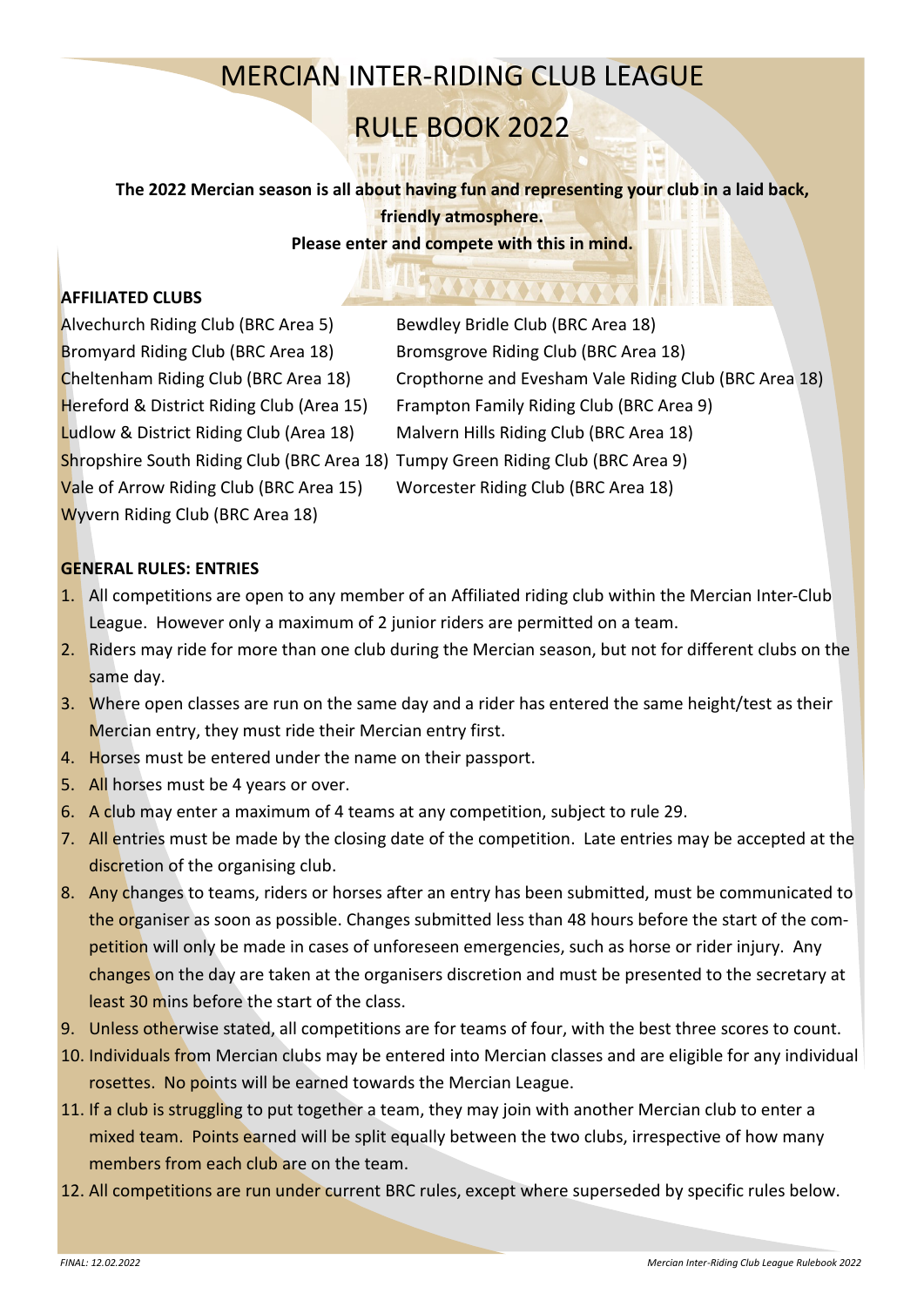# MERCIAN INTER-RIDING CLUB LEAGUE

# RULE BOOK 2022

**The 2022 Mercian season is all about having fun and representing your club in a laid back, friendly atmosphere.**
**Please enter and compete with this in mind.**

**AFFILIATED CLUBS**

Alvechurch Riding Club (BRC Area 5)
Bewdley Bridle Club (BRC Area 18)
Bromyard Riding Club (BRC Area 18)
Bromsgrove Riding Club (BRC Area 18)
Cheltenham Riding Club (BRC Area 18)
Cropthorne and Evesham Vale Riding Club (BRC Area 18)
Hereford & District Riding Club (Area 15)
Frampton Family Riding Club (BRC Area 9)
Ludlow & District Riding Club (Area 18)
Malvern Hills Riding Club (BRC Area 18)
Shropshire South Riding Club (BRC Area 18)
Tumpy Green Riding Club (BRC Area 9)
Vale of Arrow Riding Club (BRC Area 15)
Worcester Riding Club (BRC Area 18)
Wyvern Riding Club (BRC Area 18)

**GENERAL RULES: ENTRIES**

1. All competitions are open to any member of an Affiliated riding club within the Mercian Inter-Club League. However only a maximum of 2 junior riders are permitted on a team.
2. Riders may ride for more than one club during the Mercian season, but not for different clubs on the same day.
3. Where open classes are run on the same day and a rider has entered the same height/test as their Mercian entry, they must ride their Mercian entry first.
4. Horses must be entered under the name on their passport.
5. All horses must be 4 years or over.
6. A club may enter a maximum of 4 teams at any competition, subject to rule 29.
7. All entries must be made by the closing date of the competition. Late entries may be accepted at the discretion of the organising club.
8. Any changes to teams, riders or horses after an entry has been submitted, must be communicated to the organiser as soon as possible. Changes submitted less than 48 hours before the start of the competition will only be made in cases of unforeseen emergencies, such as horse or rider injury. Any changes on the day are taken at the organisers discretion and must be presented to the secretary at least 30 mins before the start of the class.
9. Unless otherwise stated, all competitions are for teams of four, with the best three scores to count.
10. Individuals from Mercian clubs may be entered into Mercian classes and are eligible for any individual rosettes. No points will be earned towards the Mercian League.
11. If a club is struggling to put together a team, they may join with another Mercian club to enter a mixed team. Points earned will be split equally between the two clubs, irrespective of how many members from each club are on the team.
12. All competitions are run under current BRC rules, except where superseded by specific rules below.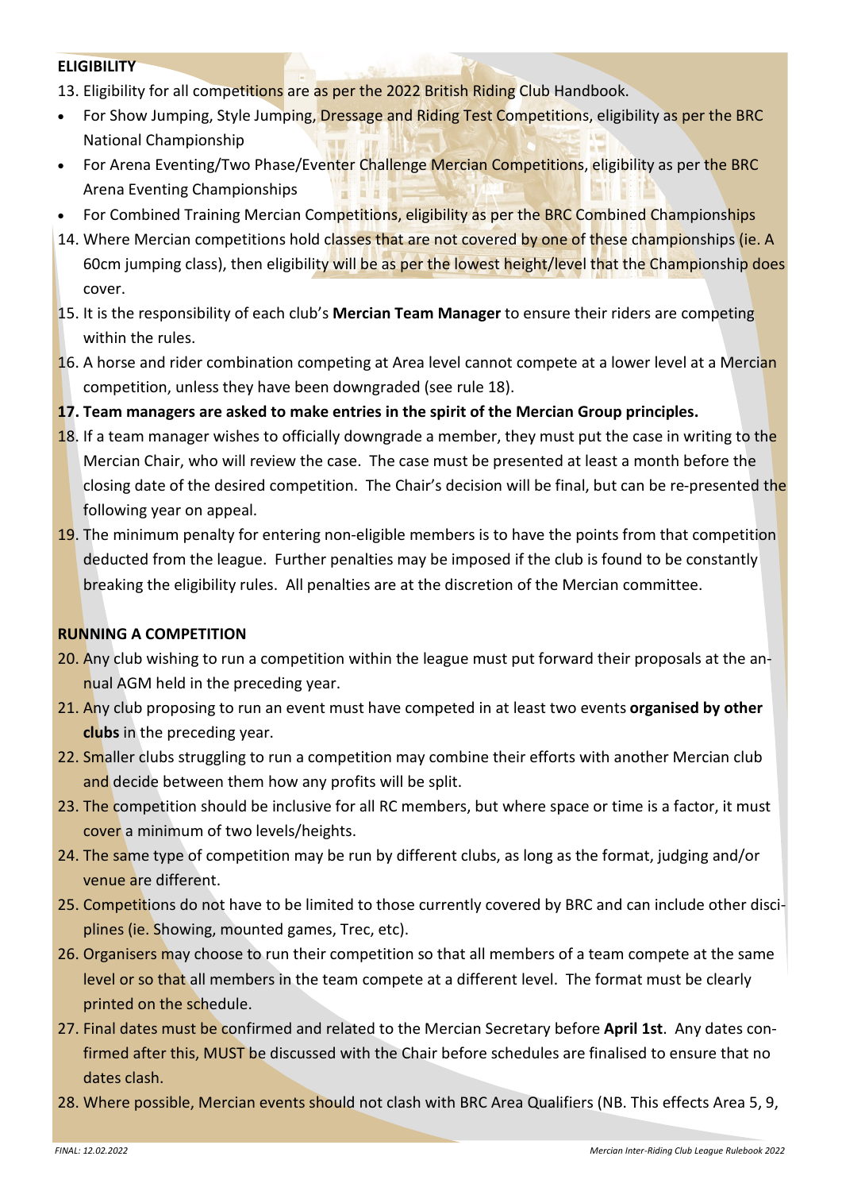**ELIGIBILITY**

13. Eligibility for all competitions are as per the 2022 British Riding Club Handbook.
    - For Show Jumping, Style Jumping, Dressage and Riding Test Competitions, eligibility as per the BRC National Championship
    - For Arena Eventing/Two Phase/Eventer Challenge Mercian Competitions, eligibility as per the BRC Arena Eventing Championships
    - For Combined Training Mercian Competitions, eligibility as per the BRC Combined Championships
14. Where Mercian competitions hold classes that are not covered by one of these championships (ie. A 60cm jumping class), then eligibility will be as per the lowest height/level that the Championship does cover.
15. It is the responsibility of each club's **Mercian Team Manager** to ensure their riders are competing within the rules.
16. A horse and rider combination competing at Area level cannot compete at a lower level at a Mercian competition, unless they have been downgraded (see rule 18).
17. **Team managers are asked to make entries in the spirit of the Mercian Group principles.**
18. If a team manager wishes to officially downgrade a member, they must put the case in writing to the Mercian Chair, who will review the case. The case must be presented at least a month before the closing date of the desired competition. The Chair's decision will be final, but can be re-presented the following year on appeal.
19. The minimum penalty for entering non-eligible members is to have the points from that competition deducted from the league. Further penalties may be imposed if the club is found to be constantly breaking the eligibility rules. All penalties are at the discretion of the Mercian committee.

**RUNNING A COMPETITION**

20. Any club wishing to run a competition within the league must put forward their proposals at the annual AGM held in the preceding year.
21. Any club proposing to run an event must have competed in at least two events **organised by other clubs** in the preceding year.
22. Smaller clubs struggling to run a competition may combine their efforts with another Mercian club and decide between them how any profits will be split.
23. The competition should be inclusive for all RC members, but where space or time is a factor, it must cover a minimum of two levels/heights.
24. The same type of competition may be run by different clubs, as long as the format, judging and/or venue are different.
25. Competitions do not have to be limited to those currently covered by BRC and can include other disciplines (ie. Showing, mounted games, Trec, etc).
26. Organisers may choose to run their competition so that all members of a team compete at the same level or so that all members in the team compete at a different level. The format must be clearly printed on the schedule.
27. Final dates must be confirmed and related to the Mercian Secretary before **April 1st**. Any dates confirmed after this, MUST be discussed with the Chair before schedules are finalised to ensure that no dates clash.
28. Where possible, Mercian events should not clash with BRC Area Qualifiers (NB. This effects Area 5, 9,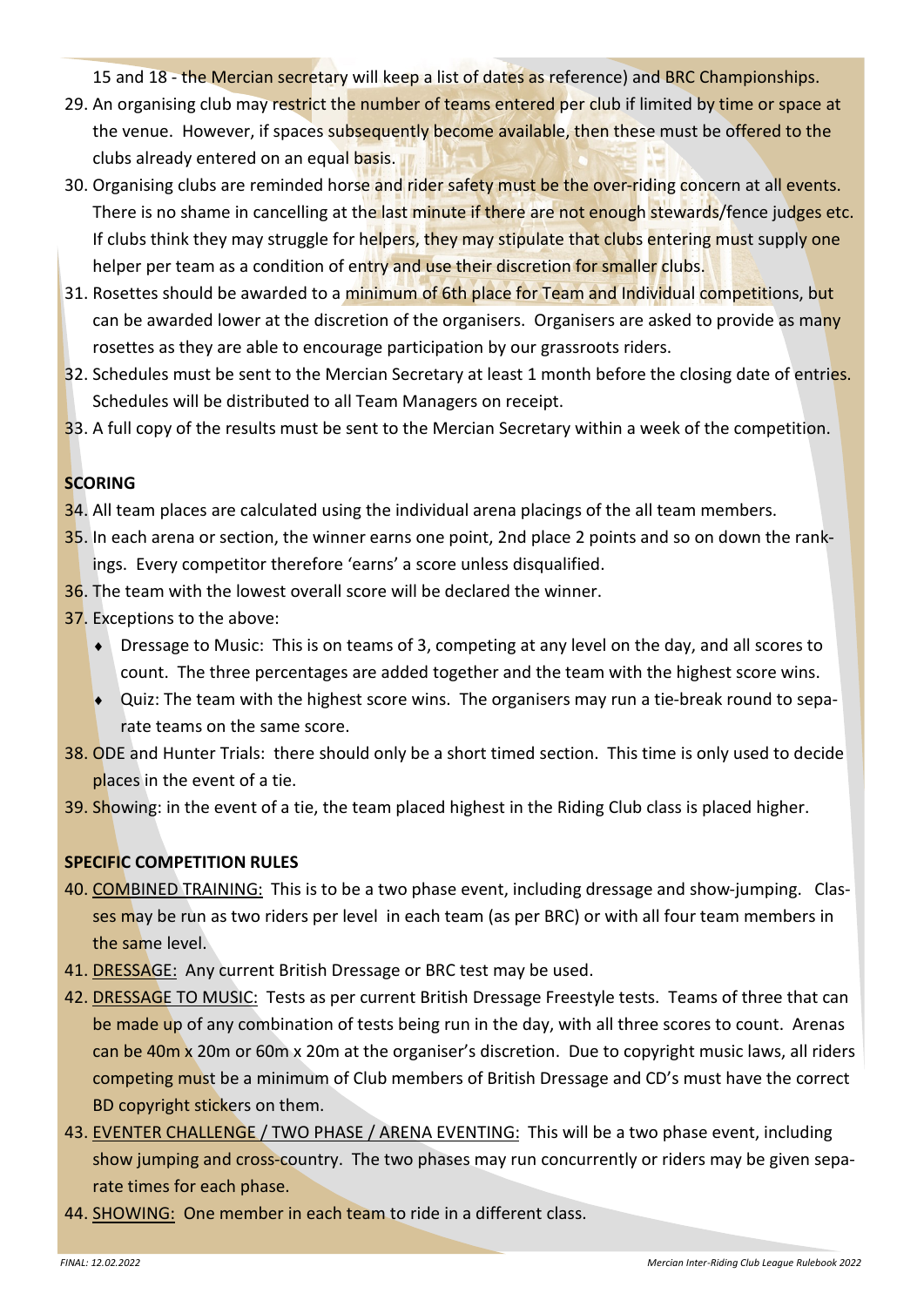15 and 18 - the Mercian secretary will keep a list of dates as reference) and BRC Championships.

29. An organising club may restrict the number of teams entered per club if limited by time or space at the venue. However, if spaces subsequently become available, then these must be offered to the clubs already entered on an equal basis.
30. Organising clubs are reminded horse and rider safety must be the over-riding concern at all events. There is no shame in cancelling at the last minute if there are not enough stewards/fence judges etc. If clubs think they may struggle for helpers, they may stipulate that clubs entering must supply one helper per team as a condition of entry and use their discretion for smaller clubs.
31. Rosettes should be awarded to a minimum of 6th place for Team and Individual competitions, but can be awarded lower at the discretion of the organisers. Organisers are asked to provide as many rosettes as they are able to encourage participation by our grassroots riders.
32. Schedules must be sent to the Mercian Secretary at least 1 month before the closing date of entries. Schedules will be distributed to all Team Managers on receipt.
33. A full copy of the results must be sent to the Mercian Secretary within a week of the competition.

**SCORING**

34. All team places are calculated using the individual arena placings of the all team members.
35. In each arena or section, the winner earns one point, 2nd place 2 points and so on down the rankings. Every competitor therefore 'earns' a score unless disqualified.
36. The team with the lowest overall score will be declared the winner.
37. Exceptions to the above:
    - Dressage to Music: This is on teams of 3, competing at any level on the day, and all scores to count. The three percentages are added together and the team with the highest score wins.
    - Quiz: The team with the highest score wins. The organisers may run a tie-break round to separate teams on the same score.
38. ODE and Hunter Trials: there should only be a short timed section. This time is only used to decide places in the event of a tie.
39. Showing: in the event of a tie, the team placed highest in the Riding Club class is placed higher.

**SPECIFIC COMPETITION RULES**

40. <u>COMBINED TRAINING:</u> This is to be a two phase event, including dressage and show-jumping. Classes may be run as two riders per level in each team (as per BRC) or with all four team members in the same level.
41. <u>DRESSAGE:</u> Any current British Dressage or BRC test may be used.
42. <u>DRESSAGE TO MUSIC:</u> Tests as per current British Dressage Freestyle tests. Teams of three that can be made up of any combination of tests being run in the day, with all three scores to count. Arenas can be 40m x 20m or 60m x 20m at the organiser's discretion. Due to copyright music laws, all riders competing must be a minimum of Club members of British Dressage and CD's must have the correct BD copyright stickers on them.
43. <u>EVENTER CHALLENGE / TWO PHASE / ARENA EVENTING:</u> This will be a two phase event, including show jumping and cross-country. The two phases may run concurrently or riders may be given separate times for each phase.
44. <u>SHOWING:</u> One member in each team to ride in a different class.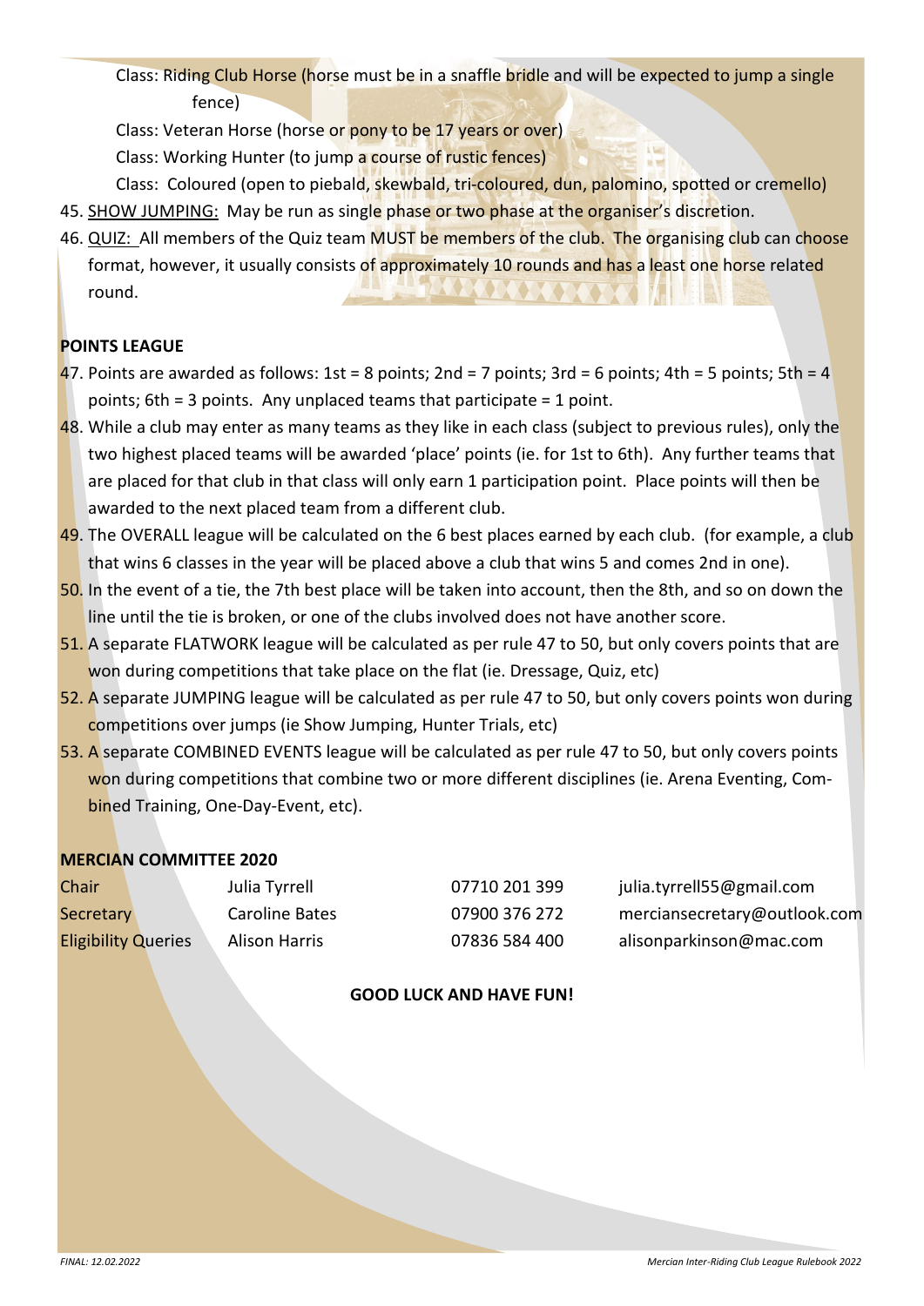Class: Riding Club Horse (horse must be in a snaffle bridle and will be expected to jump a single fence)

Class: Veteran Horse (horse or pony to be 17 years or over)

Class: Working Hunter (to jump a course of rustic fences)

Class: Coloured (open to piebald, skewbald, tri-coloured, dun, palomino, spotted or cremello)

45. SHOW JUMPING: May be run as single phase or two phase at the organiser's discretion.
46. QUIZ: All members of the Quiz team MUST be members of the club. The organising club can choose format, however, it usually consists of approximately 10 rounds and has a least one horse related round.

**POINTS LEAGUE**

47. Points are awarded as follows: 1st = 8 points; 2nd = 7 points; 3rd = 6 points; 4th = 5 points; 5th = 4 points; 6th = 3 points. Any unplaced teams that participate = 1 point.
48. While a club may enter as many teams as they like in each class (subject to previous rules), only the two highest placed teams will be awarded 'place' points (ie. for 1st to 6th). Any further teams that are placed for that club in that class will only earn 1 participation point. Place points will then be awarded to the next placed team from a different club.
49. The OVERALL league will be calculated on the 6 best places earned by each club. (for example, a club that wins 6 classes in the year will be placed above a club that wins 5 and comes 2nd in one).
50. In the event of a tie, the 7th best place will be taken into account, then the 8th, and so on down the line until the tie is broken, or one of the clubs involved does not have another score.
51. A separate FLATWORK league will be calculated as per rule 47 to 50, but only covers points that are won during competitions that take place on the flat (ie. Dressage, Quiz, etc)
52. A separate JUMPING league will be calculated as per rule 47 to 50, but only covers points won during competitions over jumps (ie Show Jumping, Hunter Trials, etc)
53. A separate COMBINED EVENTS league will be calculated as per rule 47 to 50, but only covers points won during competitions that combine two or more different disciplines (ie. Arena Eventing, Combined Training, One-Day-Event, etc).

**MERCIAN COMMITTEE 2020**

| | | | |
|---|---|---|---|
| Chair | Julia Tyrrell | 07710 201 399 | julia.tyrrell55@gmail.com |
| Secretary | Caroline Bates | 07900 376 272 | merciansecretary@outlook.com |
| Eligibility Queries | Alison Harris | 07836 584 400 | alisonparkinson@mac.com |

**GOOD LUCK AND HAVE FUN!**